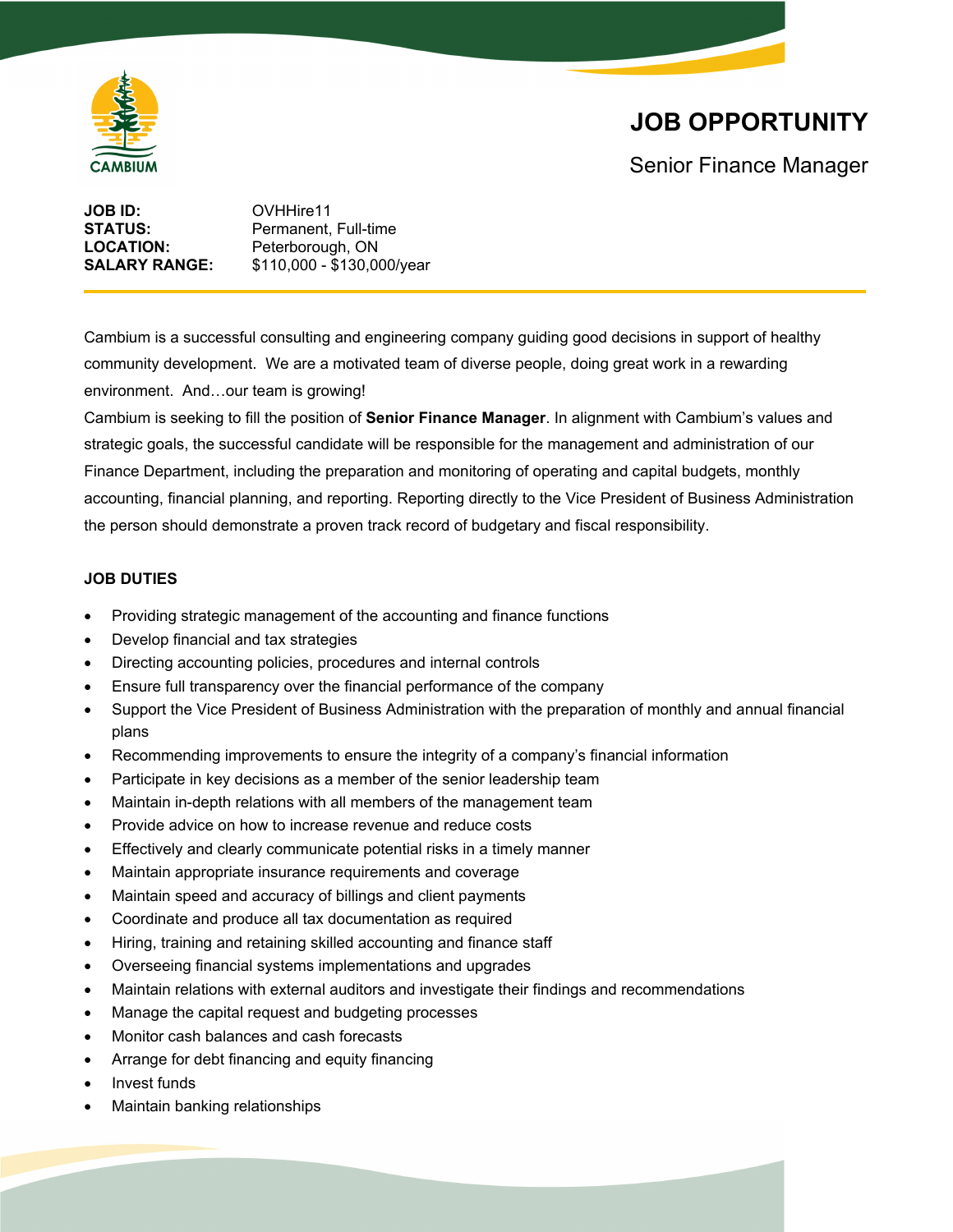CAMBIUM

# JOB OPPORTUNITY

## Senior Finance Manager

**JOB ID:** OVHHire11
**STATUS:** Permanent, Full-time
**LOCATION:** Peterborough, ON
**SALARY RANGE:** $110,000 - $130,000/year

Cambium is a successful consulting and engineering company guiding good decisions in support of healthy community development. We are a motivated team of diverse people, doing great work in a rewarding environment. And…our team is growing!

Cambium is seeking to fill the position of **Senior Finance Manager**. In alignment with Cambium's values and strategic goals, the successful candidate will be responsible for the management and administration of our Finance Department, including the preparation and monitoring of operating and capital budgets, monthly accounting, financial planning, and reporting. Reporting directly to the Vice President of Business Administration the person should demonstrate a proven track record of budgetary and fiscal responsibility.

### JOB DUTIES

- Providing strategic management of the accounting and finance functions
- Develop financial and tax strategies
- Directing accounting policies, procedures and internal controls
- Ensure full transparency over the financial performance of the company
- Support the Vice President of Business Administration with the preparation of monthly and annual financial plans
- Recommending improvements to ensure the integrity of a company's financial information
- Participate in key decisions as a member of the senior leadership team
- Maintain in-depth relations with all members of the management team
- Provide advice on how to increase revenue and reduce costs
- Effectively and clearly communicate potential risks in a timely manner
- Maintain appropriate insurance requirements and coverage
- Maintain speed and accuracy of billings and client payments
- Coordinate and produce all tax documentation as required
- Hiring, training and retaining skilled accounting and finance staff
- Overseeing financial systems implementations and upgrades
- Maintain relations with external auditors and investigate their findings and recommendations
- Manage the capital request and budgeting processes
- Monitor cash balances and cash forecasts
- Arrange for debt financing and equity financing
- Invest funds
- Maintain banking relationships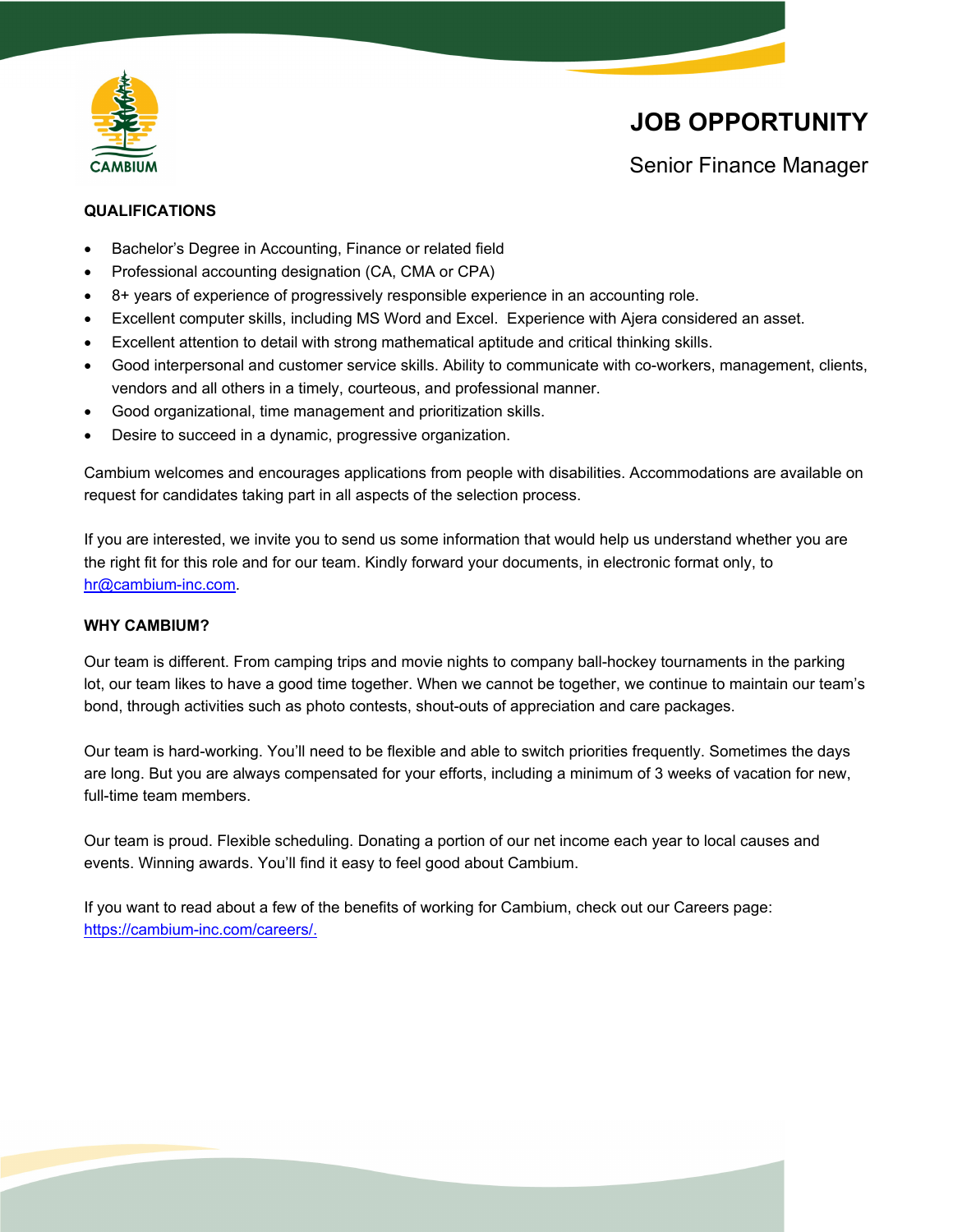# JOB OPPORTUNITY

## Senior Finance Manager

**QUALIFICATIONS**

- Bachelor's Degree in Accounting, Finance or related field
- Professional accounting designation (CA, CMA or CPA)
- 8+ years of experience of progressively responsible experience in an accounting role.
- Excellent computer skills, including MS Word and Excel. Experience with Ajera considered an asset.
- Excellent attention to detail with strong mathematical aptitude and critical thinking skills.
- Good interpersonal and customer service skills. Ability to communicate with co-workers, management, clients, vendors and all others in a timely, courteous, and professional manner.
- Good organizational, time management and prioritization skills.
- Desire to succeed in a dynamic, progressive organization.

Cambium welcomes and encourages applications from people with disabilities. Accommodations are available on request for candidates taking part in all aspects of the selection process.

If you are interested, we invite you to send us some information that would help us understand whether you are the right fit for this role and for our team. Kindly forward your documents, in electronic format only, to hr@cambium-inc.com.

**WHY CAMBIUM?**

Our team is different. From camping trips and movie nights to company ball-hockey tournaments in the parking lot, our team likes to have a good time together. When we cannot be together, we continue to maintain our team's bond, through activities such as photo contests, shout-outs of appreciation and care packages.

Our team is hard-working. You'll need to be flexible and able to switch priorities frequently. Sometimes the days are long. But you are always compensated for your efforts, including a minimum of 3 weeks of vacation for new, full-time team members.

Our team is proud. Flexible scheduling. Donating a portion of our net income each year to local causes and events. Winning awards. You'll find it easy to feel good about Cambium.

If you want to read about a few of the benefits of working for Cambium, check out our Careers page: https://cambium-inc.com/careers/.